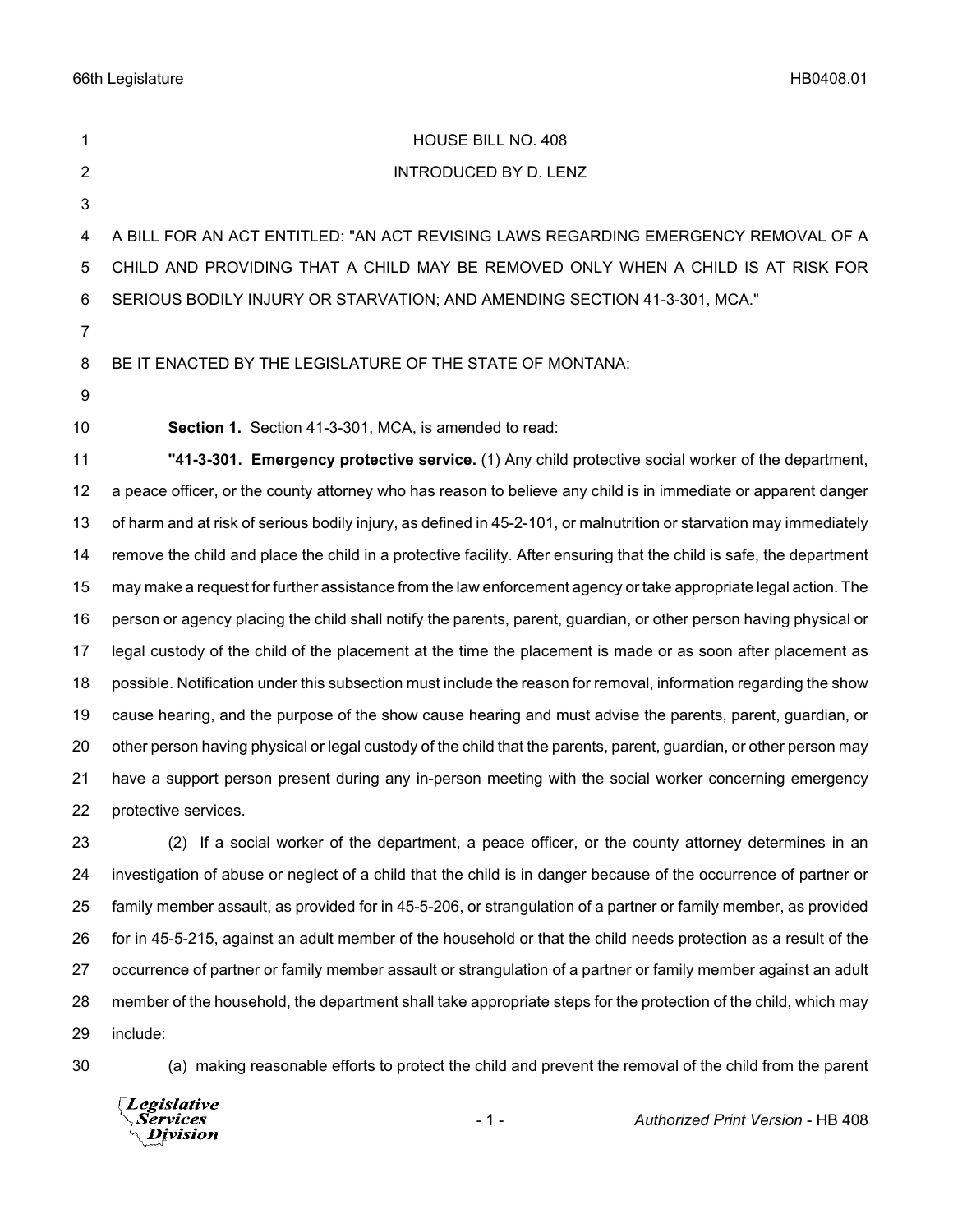HOUSE BILL NO. 408

INTRODUCED BY D. LENZ

A BILL FOR AN ACT ENTITLED: "AN ACT REVISING LAWS REGARDING EMERGENCY REMOVAL OF A CHILD AND PROVIDING THAT A CHILD MAY BE REMOVED ONLY WHEN A CHILD IS AT RISK FOR SERIOUS BODILY INJURY OR STARVATION; AND AMENDING SECTION 41-3-301, MCA."

BE IT ENACTED BY THE LEGISLATURE OF THE STATE OF MONTANA:

**Section 1.** Section 41-3-301, MCA, is amended to read:

**"41-3-301. Emergency protective service.** (1) Any child protective social worker of the department, a peace officer, or the county attorney who has reason to believe any child is in immediate or apparent danger of harm <u>and at risk of serious bodily injury, as defined in 45-2-101, or malnutrition or starvation</u> may immediately remove the child and place the child in a protective facility. After ensuring that the child is safe, the department may make a request for further assistance from the law enforcement agency or take appropriate legal action. The person or agency placing the child shall notify the parents, parent, guardian, or other person having physical or legal custody of the child of the placement at the time the placement is made or as soon after placement as possible. Notification under this subsection must include the reason for removal, information regarding the show cause hearing, and the purpose of the show cause hearing and must advise the parents, parent, guardian, or other person having physical or legal custody of the child that the parents, parent, guardian, or other person may have a support person present during any in-person meeting with the social worker concerning emergency protective services.

(2) If a social worker of the department, a peace officer, or the county attorney determines in an investigation of abuse or neglect of a child that the child is in danger because of the occurrence of partner or family member assault, as provided for in 45-5-206, or strangulation of a partner or family member, as provided for in 45-5-215, against an adult member of the household or that the child needs protection as a result of the occurrence of partner or family member assault or strangulation of a partner or family member against an adult member of the household, the department shall take appropriate steps for the protection of the child, which may include:

(a) making reasonable efforts to protect the child and prevent the removal of the child from the parent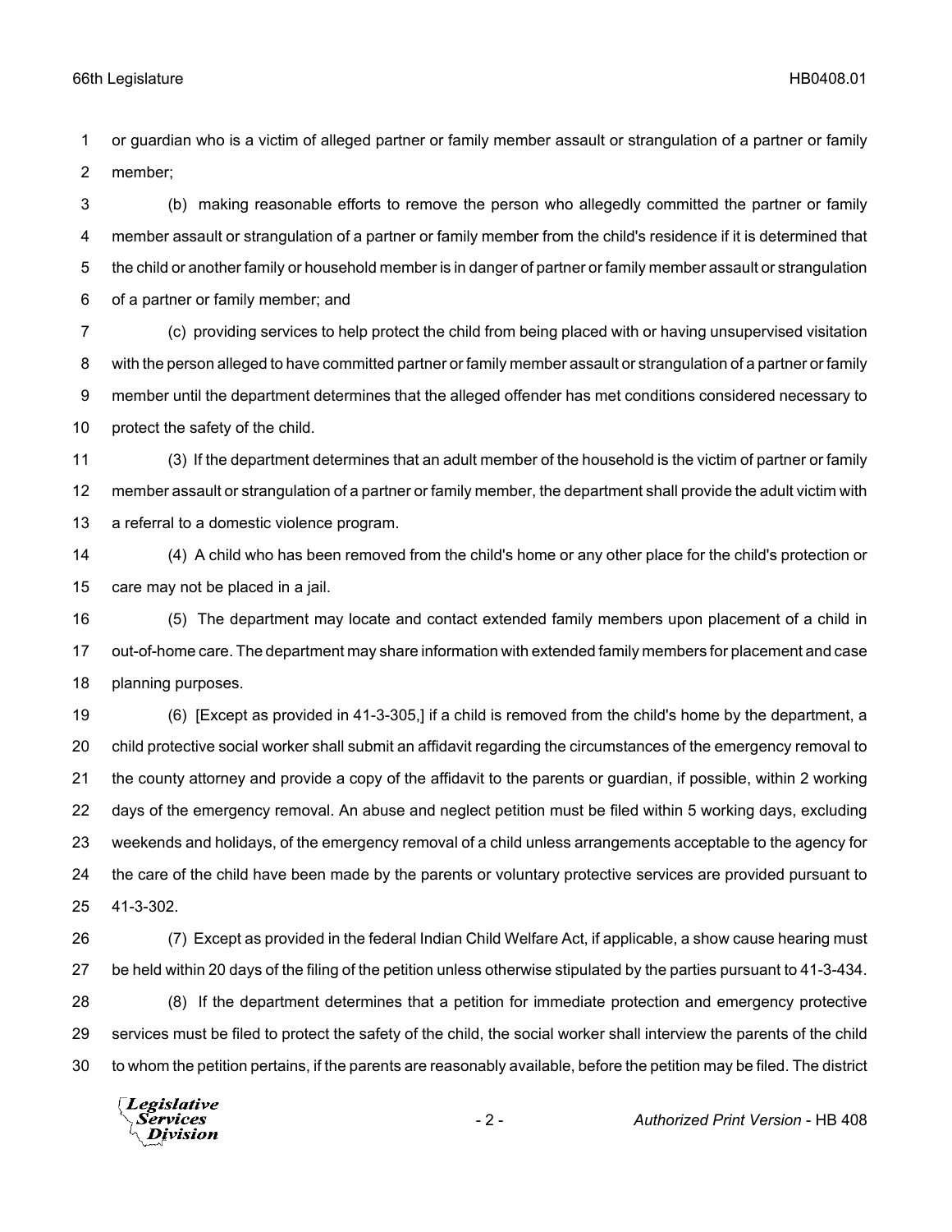or guardian who is a victim of alleged partner or family member assault or strangulation of a partner or family member;

(b) making reasonable efforts to remove the person who allegedly committed the partner or family member assault or strangulation of a partner or family member from the child's residence if it is determined that the child or another family or household member is in danger of partner or family member assault or strangulation of a partner or family member; and

(c) providing services to help protect the child from being placed with or having unsupervised visitation with the person alleged to have committed partner or family member assault or strangulation of a partner or family member until the department determines that the alleged offender has met conditions considered necessary to protect the safety of the child.

(3) If the department determines that an adult member of the household is the victim of partner or family member assault or strangulation of a partner or family member, the department shall provide the adult victim with a referral to a domestic violence program.

(4) A child who has been removed from the child's home or any other place for the child's protection or care may not be placed in a jail.

(5) The department may locate and contact extended family members upon placement of a child in out-of-home care. The department may share information with extended family members for placement and case planning purposes.

(6) [Except as provided in 41-3-305,] if a child is removed from the child's home by the department, a child protective social worker shall submit an affidavit regarding the circumstances of the emergency removal to the county attorney and provide a copy of the affidavit to the parents or guardian, if possible, within 2 working days of the emergency removal. An abuse and neglect petition must be filed within 5 working days, excluding weekends and holidays, of the emergency removal of a child unless arrangements acceptable to the agency for the care of the child have been made by the parents or voluntary protective services are provided pursuant to 41-3-302.

(7) Except as provided in the federal Indian Child Welfare Act, if applicable, a show cause hearing must be held within 20 days of the filing of the petition unless otherwise stipulated by the parties pursuant to 41-3-434.

(8) If the department determines that a petition for immediate protection and emergency protective services must be filed to protect the safety of the child, the social worker shall interview the parents of the child to whom the petition pertains, if the parents are reasonably available, before the petition may be filed. The district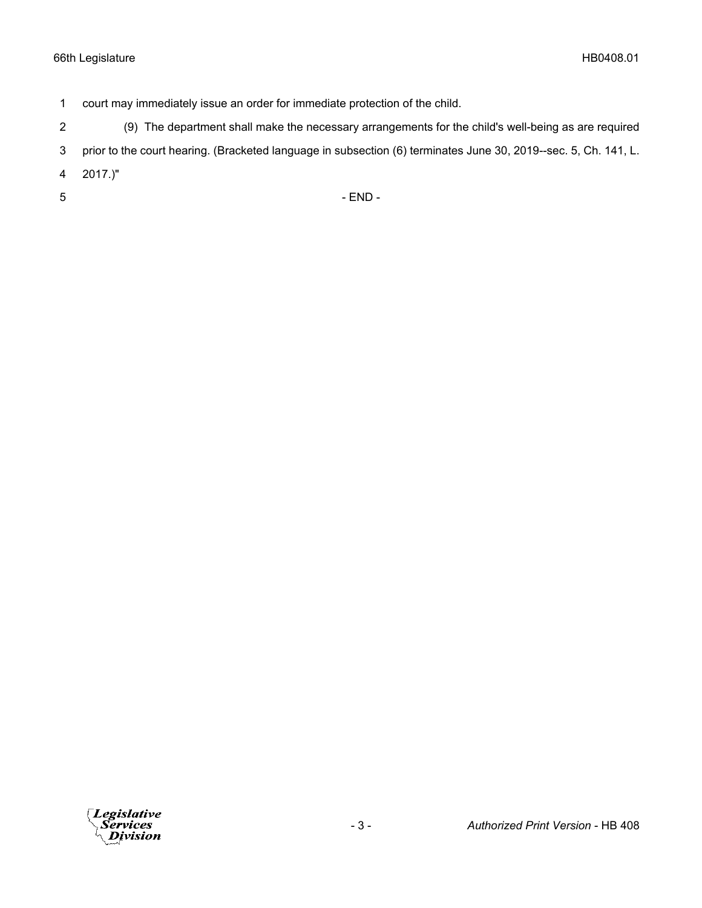court may immediately issue an order for immediate protection of the child.

(9) The department shall make the necessary arrangements for the child's well-being as are required prior to the court hearing. (Bracketed language in subsection (6) terminates June 30, 2019--sec. 5, Ch. 141, L. 2017.)"

\- END -